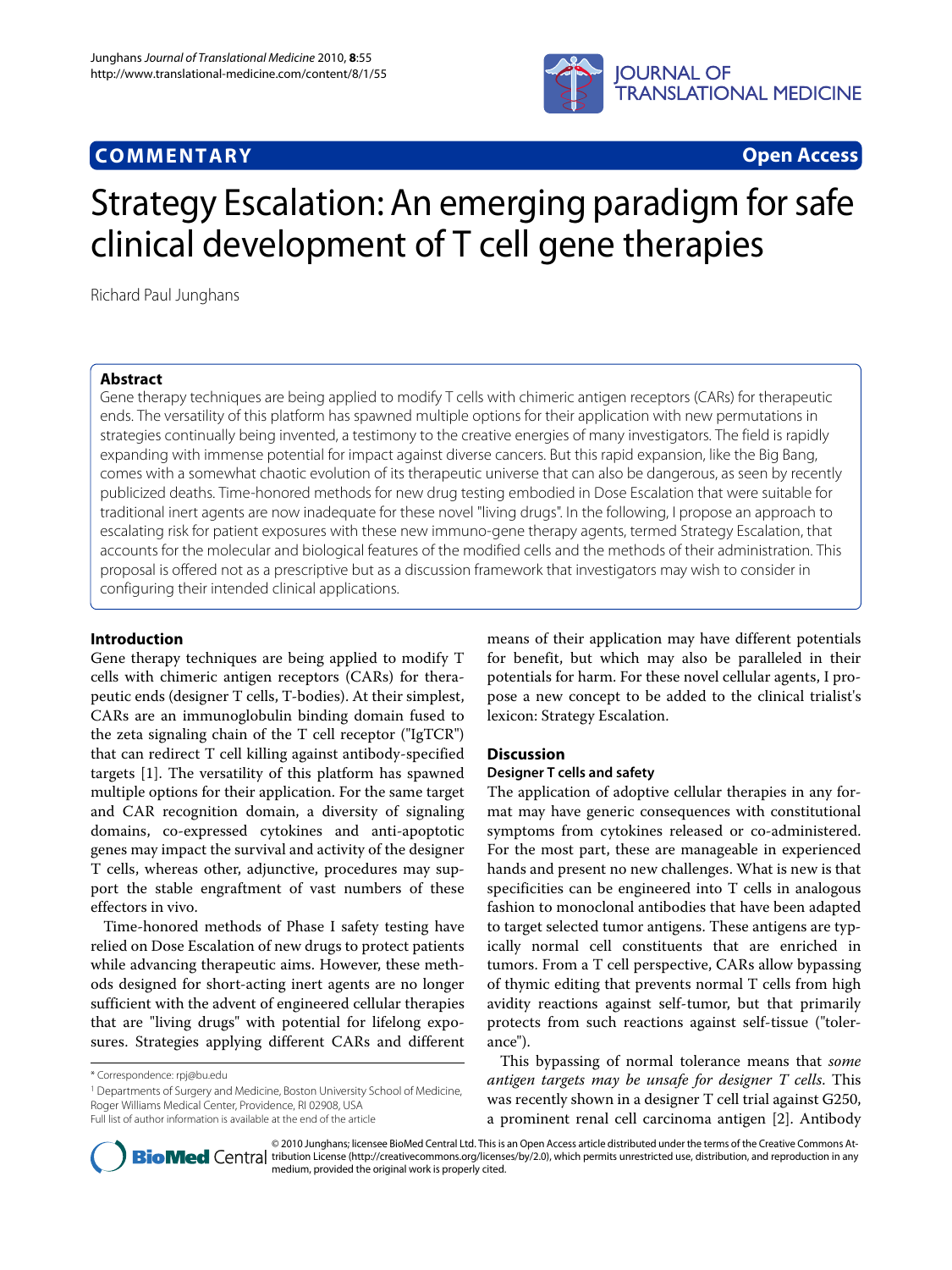**COMMENTARY** **Open Access**

# Strategy Escalation: An emerging paradigm for safe clinical development of T cell gene therapies

Richard Paul Junghans

## Abstract

Gene therapy techniques are being applied to modify T cells with chimeric antigen receptors (CARs) for therapeutic ends. The versatility of this platform has spawned multiple options for their application with new permutations in strategies continually being invented, a testimony to the creative energies of many investigators. The field is rapidly expanding with immense potential for impact against diverse cancers. But this rapid expansion, like the Big Bang, comes with a somewhat chaotic evolution of its therapeutic universe that can also be dangerous, as seen by recently publicized deaths. Time-honored methods for new drug testing embodied in Dose Escalation that were suitable for traditional inert agents are now inadequate for these novel "living drugs". In the following, I propose an approach to escalating risk for patient exposures with these new immuno-gene therapy agents, termed Strategy Escalation, that accounts for the molecular and biological features of the modified cells and the methods of their administration. This proposal is offered not as a prescriptive but as a discussion framework that investigators may wish to consider in configuring their intended clinical applications.

## Introduction

Gene therapy techniques are being applied to modify T cells with chimeric antigen receptors (CARs) for therapeutic ends (designer T cells, T-bodies). At their simplest, CARs are an immunoglobulin binding domain fused to the zeta signaling chain of the T cell receptor ("IgTCR") that can redirect T cell killing against antibody-specified targets [1]. The versatility of this platform has spawned multiple options for their application. For the same target and CAR recognition domain, a diversity of signaling domains, co-expressed cytokines and anti-apoptotic genes may impact the survival and activity of the designer T cells, whereas other, adjunctive, procedures may support the stable engraftment of vast numbers of these effectors in vivo.

Time-honored methods of Phase I safety testing have relied on Dose Escalation of new drugs to protect patients while advancing therapeutic aims. However, these methods designed for short-acting inert agents are no longer sufficient with the advent of engineered cellular therapies that are "living drugs" with potential for lifelong exposures. Strategies applying different CARs and different means of their application may have different potentials for benefit, but which may also be paralleled in their potentials for harm. For these novel cellular agents, I propose a new concept to be added to the clinical trialist's lexicon: Strategy Escalation.

## Discussion

### Designer T cells and safety

The application of adoptive cellular therapies in any format may have generic consequences with constitutional symptoms from cytokines released or co-administered. For the most part, these are manageable in experienced hands and present no new challenges. What is new is that specificities can be engineered into T cells in analogous fashion to monoclonal antibodies that have been adapted to target selected tumor antigens. These antigens are typically normal cell constituents that are enriched in tumors. From a T cell perspective, CARs allow bypassing of thymic editing that prevents normal T cells from high avidity reactions against self-tumor, but that primarily protects from such reactions against self-tissue ("tolerance").

This bypassing of normal tolerance means that *some antigen targets may be unsafe for designer T cells*. This was recently shown in a designer T cell trial against G250, a prominent renal cell carcinoma antigen [2]. Antibody

---

\* Correspondence: rpj@bu.edu

[1] Departments of Surgery and Medicine, Boston University School of Medicine, Roger Williams Medical Center, Providence, RI 02908, USA

Full list of author information is available at the end of the article

© 2010 Junghans; licensee BioMed Central Ltd. This is an Open Access article distributed under the terms of the Creative Commons Attribution License (http://creativecommons.org/licenses/by/2.0), which permits unrestricted use, distribution, and reproduction in any medium, provided the original work is properly cited.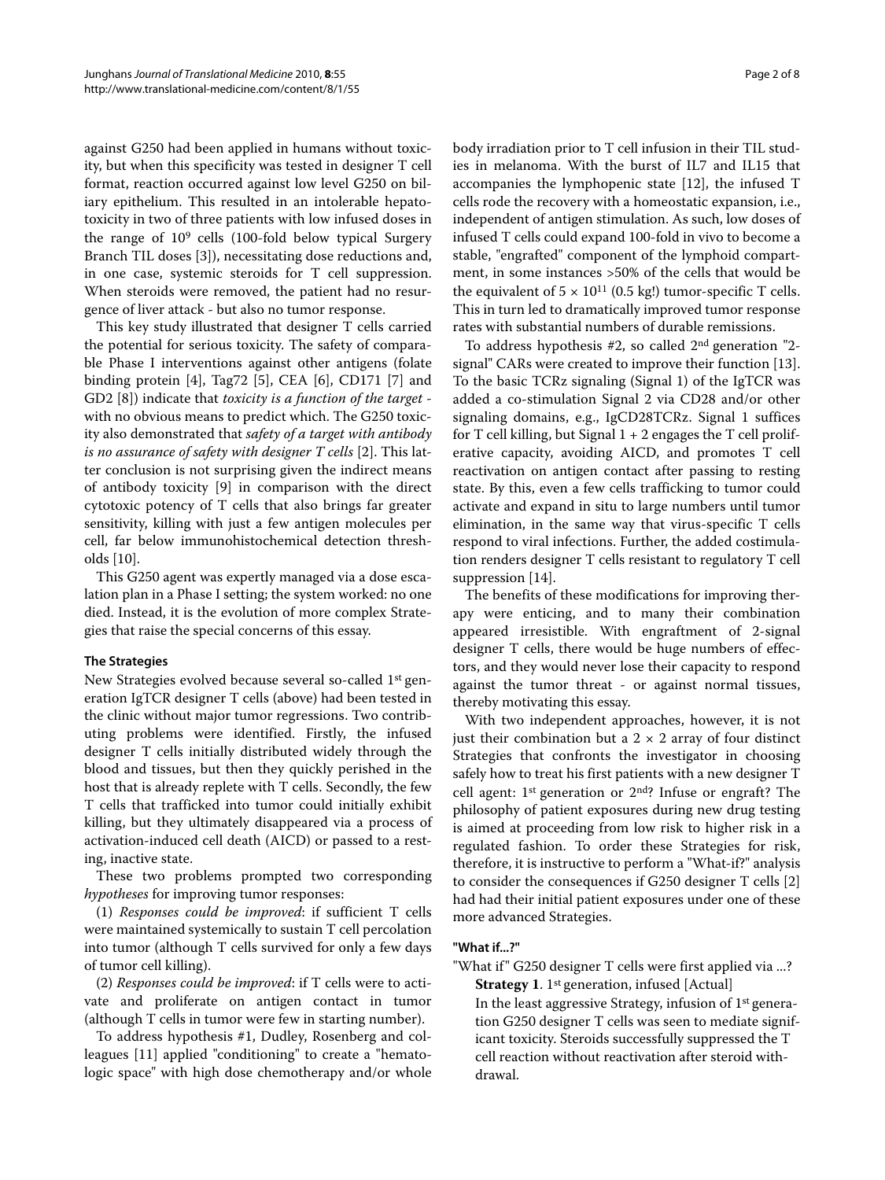against G250 had been applied in humans without toxicity, but when this specificity was tested in designer T cell format, reaction occurred against low level G250 on biliary epithelium. This resulted in an intolerable hepatotoxicity in two of three patients with low infused doses in the range of $10^9$ cells (100-fold below typical Surgery Branch TIL doses [3]), necessitating dose reductions and, in one case, systemic steroids for T cell suppression. When steroids were removed, the patient had no resurgence of liver attack - but also no tumor response.

This key study illustrated that designer T cells carried the potential for serious toxicity. The safety of comparable Phase I interventions against other antigens (folate binding protein [4], Tag72 [5], CEA [6], CD171 [7] and GD2 [8]) indicate that *toxicity is a function of the target* - with no obvious means to predict which. The G250 toxicity also demonstrated that *safety of a target with antibody is no assurance of safety with designer T cells* [2]. This latter conclusion is not surprising given the indirect means of antibody toxicity [9] in comparison with the direct cytotoxic potency of T cells that also brings far greater sensitivity, killing with just a few antigen molecules per cell, far below immunohistochemical detection thresholds [10].

This G250 agent was expertly managed via a dose escalation plan in a Phase I setting; the system worked: no one died. Instead, it is the evolution of more complex Strategies that raise the special concerns of this essay.

## The Strategies

New Strategies evolved because several so-called 1st generation IgTCR designer T cells (above) had been tested in the clinic without major tumor regressions. Two contributing problems were identified. Firstly, the infused designer T cells initially distributed widely through the blood and tissues, but then they quickly perished in the host that is already replete with T cells. Secondly, the few T cells that trafficked into tumor could initially exhibit killing, but they ultimately disappeared via a process of activation-induced cell death (AICD) or passed to a resting, inactive state.

These two problems prompted two corresponding *hypotheses* for improving tumor responses:

(1) *Responses could be improved*: if sufficient T cells were maintained systemically to sustain T cell percolation into tumor (although T cells survived for only a few days of tumor cell killing).

(2) *Responses could be improved*: if T cells were to activate and proliferate on antigen contact in tumor (although T cells in tumor were few in starting number).

To address hypothesis #1, Dudley, Rosenberg and colleagues [11] applied "conditioning" to create a "hematologic space" with high dose chemotherapy and/or whole body irradiation prior to T cell infusion in their TIL studies in melanoma. With the burst of IL7 and IL15 that accompanies the lymphopenic state [12], the infused T cells rode the recovery with a homeostatic expansion, i.e., independent of antigen stimulation. As such, low doses of infused T cells could expand 100-fold in vivo to become a stable, "engrafted" component of the lymphoid compartment, in some instances >50% of the cells that would be the equivalent of $5 \times 10^{11}$ (0.5 kg!) tumor-specific T cells. This in turn led to dramatically improved tumor response rates with substantial numbers of durable remissions.

To address hypothesis #2, so called 2nd generation "2-signal" CARs were created to improve their function [13]. To the basic TCRz signaling (Signal 1) of the IgTCR was added a co-stimulation Signal 2 via CD28 and/or other signaling domains, e.g., IgCD28TCRz. Signal 1 suffices for T cell killing, but Signal 1 + 2 engages the T cell proliferative capacity, avoiding AICD, and promotes T cell reactivation on antigen contact after passing to resting state. By this, even a few cells trafficking to tumor could activate and expand in situ to large numbers until tumor elimination, in the same way that virus-specific T cells respond to viral infections. Further, the added costimulation renders designer T cells resistant to regulatory T cell suppression [14].

The benefits of these modifications for improving therapy were enticing, and to many their combination appeared irresistible. With engraftment of 2-signal designer T cells, there would be huge numbers of effectors, and they would never lose their capacity to respond against the tumor threat - or against normal tissues, thereby motivating this essay.

With two independent approaches, however, it is not just their combination but a 2 × 2 array of four distinct Strategies that confronts the investigator in choosing safely how to treat his first patients with a new designer T cell agent: 1st generation or 2nd? Infuse or engraft? The philosophy of patient exposures during new drug testing is aimed at proceeding from low risk to higher risk in a regulated fashion. To order these Strategies for risk, therefore, it is instructive to perform a "What-if?" analysis to consider the consequences if G250 designer T cells [2] had had their initial patient exposures under one of these more advanced Strategies.

### "What if...?"

"What if" G250 designer T cells were first applied via ...?

**Strategy 1**. 1st generation, infused [Actual]

In the least aggressive Strategy, infusion of 1st generation G250 designer T cells was seen to mediate significant toxicity. Steroids successfully suppressed the T cell reaction without reactivation after steroid withdrawal.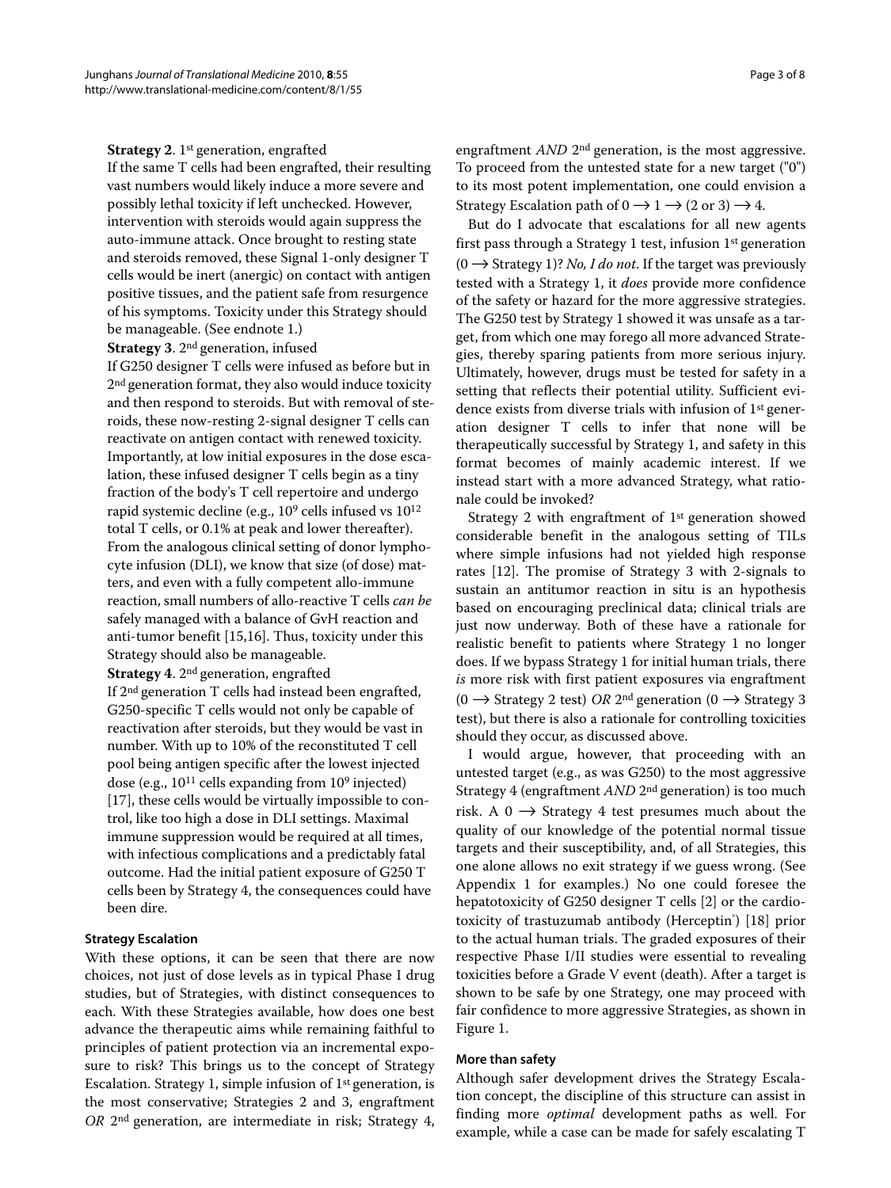**Strategy 2**. 1st generation, engrafted

If the same T cells had been engrafted, their resulting vast numbers would likely induce a more severe and possibly lethal toxicity if left unchecked. However, intervention with steroids would again suppress the auto-immune attack. Once brought to resting state and steroids removed, these Signal 1-only designer T cells would be inert (anergic) on contact with antigen positive tissues, and the patient safe from resurgence of his symptoms. Toxicity under this Strategy should be manageable. (See endnote 1.)

**Strategy 3**. 2nd generation, infused

If G250 designer T cells were infused as before but in 2nd generation format, they also would induce toxicity and then respond to steroids. But with removal of steroids, these now-resting 2-signal designer T cells can reactivate on antigen contact with renewed toxicity. Importantly, at low initial exposures in the dose escalation, these infused designer T cells begin as a tiny fraction of the body's T cell repertoire and undergo rapid systemic decline (e.g., $10^9$ cells infused vs $10^{12}$ total T cells, or 0.1% at peak and lower thereafter). From the analogous clinical setting of donor lymphocyte infusion (DLI), we know that size (of dose) matters, and even with a fully competent allo-immune reaction, small numbers of allo-reactive T cells *can be* safely managed with a balance of GvH reaction and anti-tumor benefit [15,16]. Thus, toxicity under this Strategy should also be manageable.

**Strategy 4**. 2nd generation, engrafted

If 2nd generation T cells had instead been engrafted, G250-specific T cells would not only be capable of reactivation after steroids, but they would be vast in number. With up to 10% of the reconstituted T cell pool being antigen specific after the lowest injected dose (e.g., $10^{11}$ cells expanding from $10^9$ injected) [17], these cells would be virtually impossible to control, like too high a dose in DLI settings. Maximal immune suppression would be required at all times, with infectious complications and a predictably fatal outcome. Had the initial patient exposure of G250 T cells been by Strategy 4, the consequences could have been dire.

### Strategy Escalation

With these options, it can be seen that there are now choices, not just of dose levels as in typical Phase I drug studies, but of Strategies, with distinct consequences to each. With these Strategies available, how does one best advance the therapeutic aims while remaining faithful to principles of patient protection via an incremental exposure to risk? This brings us to the concept of Strategy Escalation. Strategy 1, simple infusion of 1st generation, is the most conservative; Strategies 2 and 3, engraftment *OR* 2nd generation, are intermediate in risk; Strategy 4, engraftment *AND* 2nd generation, is the most aggressive. To proceed from the untested state for a new target ("0") to its most potent implementation, one could envision a Strategy Escalation path of $0 \rightarrow 1 \rightarrow (2 \text{ or } 3) \rightarrow 4$.

But do I advocate that escalations for all new agents first pass through a Strategy 1 test, infusion 1st generation ($0 \rightarrow$ Strategy 1)? *No, I do not*. If the target was previously tested with a Strategy 1, it *does* provide more confidence of the safety or hazard for the more aggressive strategies. The G250 test by Strategy 1 showed it was unsafe as a target, from which one may forego all more advanced Strategies, thereby sparing patients from more serious injury. Ultimately, however, drugs must be tested for safety in a setting that reflects their potential utility. Sufficient evidence exists from diverse trials with infusion of 1st generation designer T cells to infer that none will be therapeutically successful by Strategy 1, and safety in this format becomes of mainly academic interest. If we instead start with a more advanced Strategy, what rationale could be invoked?

Strategy 2 with engraftment of 1st generation showed considerable benefit in the analogous setting of TILs where simple infusions had not yielded high response rates [12]. The promise of Strategy 3 with 2-signals to sustain an antitumor reaction in situ is an hypothesis based on encouraging preclinical data; clinical trials are just now underway. Both of these have a rationale for realistic benefit to patients where Strategy 1 no longer does. If we bypass Strategy 1 for initial human trials, there *is* more risk with first patient exposures via engraftment ($0 \rightarrow$ Strategy 2 test) *OR* 2nd generation ($0 \rightarrow$ Strategy 3 test), but there is also a rationale for controlling toxicities should they occur, as discussed above.

I would argue, however, that proceeding with an untested target (e.g., as was G250) to the most aggressive Strategy 4 (engraftment *AND* 2nd generation) is too much risk. A $0 \rightarrow$ Strategy 4 test presumes much about the quality of our knowledge of the potential normal tissue targets and their susceptibility, and, of all Strategies, this one alone allows no exit strategy if we guess wrong. (See Appendix 1 for examples.) No one could foresee the hepatotoxicity of G250 designer T cells [2] or the cardiotoxicity of trastuzumab antibody (Herceptin®) [18] prior to the actual human trials. The graded exposures of their respective Phase I/II studies were essential to revealing toxicities before a Grade V event (death). After a target is shown to be safe by one Strategy, one may proceed with fair confidence to more aggressive Strategies, as shown in Figure 1.

### More than safety

Although safer development drives the Strategy Escalation concept, the discipline of this structure can assist in finding more *optimal* development paths as well. For example, while a case can be made for safely escalating T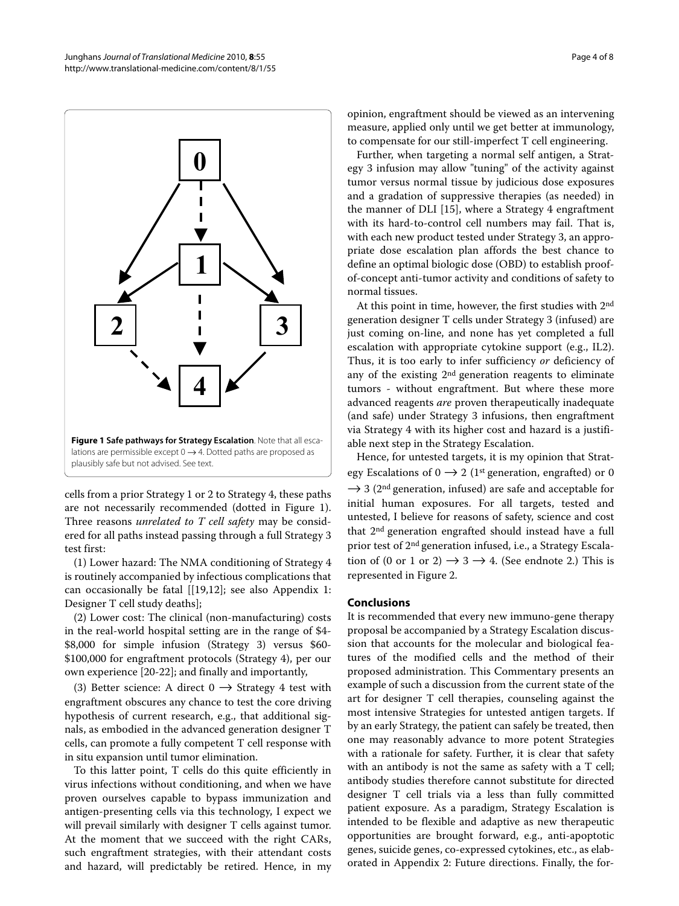**Figure 1 Safe pathways for Strategy Escalation**. Note that all escalations are permissible except $0 \rightarrow 4$. Dotted paths are proposed as plausibly safe but not advised. See text.

cells from a prior Strategy 1 or 2 to Strategy 4, these paths are not necessarily recommended (dotted in Figure 1). Three reasons *unrelated to T cell safety* may be considered for all paths instead passing through a full Strategy 3 test first:

(1) Lower hazard: The NMA conditioning of Strategy 4 is routinely accompanied by infectious complications that can occasionally be fatal [[19,12]; see also Appendix 1: Designer T cell study deaths];

(2) Lower cost: The clinical (non-manufacturing) costs in the real-world hospital setting are in the range of $4-$8,000 for simple infusion (Strategy 3) versus $60-$100,000 for engraftment protocols (Strategy 4), per our own experience [20-22]; and finally and importantly,

(3) Better science: A direct $0 \rightarrow$ Strategy 4 test with engraftment obscures any chance to test the core driving hypothesis of current research, e.g., that additional signals, as embodied in the advanced generation designer T cells, can promote a fully competent T cell response with in situ expansion until tumor elimination.

To this latter point, T cells do this quite efficiently in virus infections without conditioning, and when we have proven ourselves capable to bypass immunization and antigen-presenting cells via this technology, I expect we will prevail similarly with designer T cells against tumor. At the moment that we succeed with the right CARs, such engraftment strategies, with their attendant costs and hazard, will predictably be retired. Hence, in my opinion, engraftment should be viewed as an intervening measure, applied only until we get better at immunology, to compensate for our still-imperfect T cell engineering.

Further, when targeting a normal self antigen, a Strategy 3 infusion may allow "tuning" of the activity against tumor versus normal tissue by judicious dose exposures and a gradation of suppressive therapies (as needed) in the manner of DLI [15], where a Strategy 4 engraftment with its hard-to-control cell numbers may fail. That is, with each new product tested under Strategy 3, an appropriate dose escalation plan affords the best chance to define an optimal biologic dose (OBD) to establish proof-of-concept anti-tumor activity and conditions of safety to normal tissues.

At this point in time, however, the first studies with 2[nd] generation designer T cells under Strategy 3 (infused) are just coming on-line, and none has yet completed a full escalation with appropriate cytokine support (e.g., IL2). Thus, it is too early to infer sufficiency *or* deficiency of any of the existing 2[nd] generation reagents to eliminate tumors - without engraftment. But where these more advanced reagents *are* proven therapeutically inadequate (and safe) under Strategy 3 infusions, then engraftment via Strategy 4 with its higher cost and hazard is a justifiable next step in the Strategy Escalation.

Hence, for untested targets, it is my opinion that Strategy Escalations of $0 \rightarrow 2$ (1[st] generation, engrafted) or $0 \rightarrow 3$ (2[nd] generation, infused) are safe and acceptable for initial human exposures. For all targets, tested and untested, I believe for reasons of safety, science and cost that 2[nd] generation engrafted should instead have a full prior test of 2[nd] generation infused, i.e., a Strategy Escalation of (0 or 1 or 2) $\rightarrow 3 \rightarrow 4$. (See endnote 2.) This is represented in Figure 2.

## Conclusions

It is recommended that every new immuno-gene therapy proposal be accompanied by a Strategy Escalation discussion that accounts for the molecular and biological features of the modified cells and the method of their proposed administration. This Commentary presents an example of such a discussion from the current state of the art for designer T cell therapies, counseling against the most intensive Strategies for untested antigen targets. If by an early Strategy, the patient can safely be treated, then one may reasonably advance to more potent Strategies with a rationale for safety. Further, it is clear that safety with an antibody is not the same as safety with a T cell; antibody studies therefore cannot substitute for directed designer T cell trials via a less than fully committed patient exposure. As a paradigm, Strategy Escalation is intended to be flexible and adaptive as new therapeutic opportunities are brought forward, e.g., anti-apoptotic genes, suicide genes, co-expressed cytokines, etc., as elaborated in Appendix 2: Future directions. Finally, the for-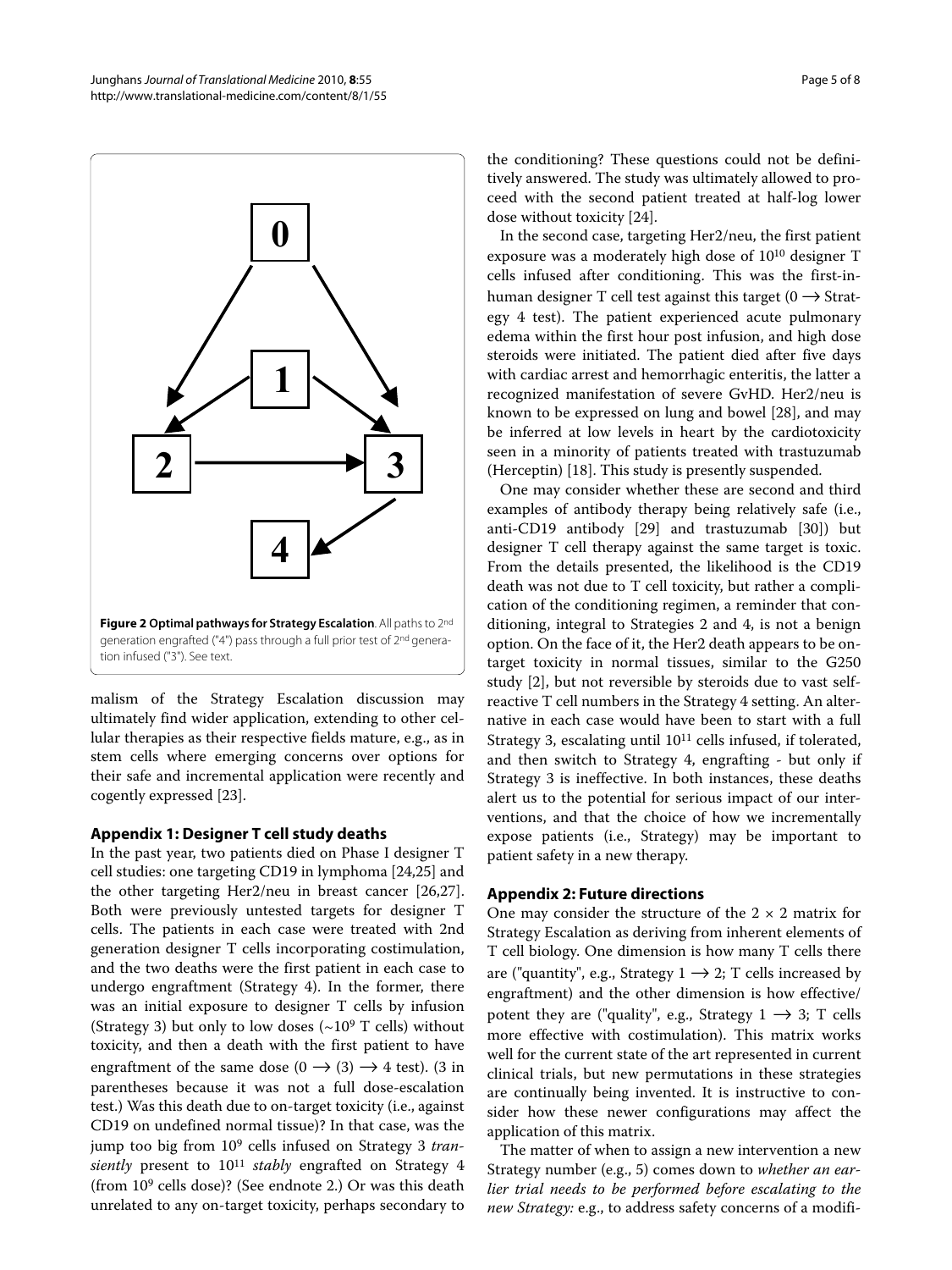**Figure 2 Optimal pathways for Strategy Escalation**. All paths to 2nd generation engrafted ("4") pass through a full prior test of 2nd generation infused ("3"). See text.

malism of the Strategy Escalation discussion may ultimately find wider application, extending to other cellular therapies as their respective fields mature, e.g., as in stem cells where emerging concerns over options for their safe and incremental application were recently and cogently expressed [23].

## Appendix 1: Designer T cell study deaths

In the past year, two patients died on Phase I designer T cell studies: one targeting CD19 in lymphoma [24,25] and the other targeting Her2/neu in breast cancer [26,27]. Both were previously untested targets for designer T cells. The patients in each case were treated with 2nd generation designer T cells incorporating costimulation, and the two deaths were the first patient in each case to undergo engraftment (Strategy 4). In the former, there was an initial exposure to designer T cells by infusion (Strategy 3) but only to low doses (~$10^9$ T cells) without toxicity, and then a death with the first patient to have engraftment of the same dose ($0 \rightarrow (3) \rightarrow 4$ test). (3 in parentheses because it was not a full dose-escalation test.) Was this death due to on-target toxicity (i.e., against CD19 on undefined normal tissue)? In that case, was the jump too big from $10^9$ cells infused on Strategy 3 *transiently* present to $10^{11}$ *stably* engrafted on Strategy 4 (from $10^9$ cells dose)? (See endnote 2.) Or was this death unrelated to any on-target toxicity, perhaps secondary to the conditioning? These questions could not be definitively answered. The study was ultimately allowed to proceed with the second patient treated at half-log lower dose without toxicity [24].

In the second case, targeting Her2/neu, the first patient exposure was a moderately high dose of $10^{10}$ designer T cells infused after conditioning. This was the first-in-human designer T cell test against this target ($0 \rightarrow$ Strategy 4 test). The patient experienced acute pulmonary edema within the first hour post infusion, and high dose steroids were initiated. The patient died after five days with cardiac arrest and hemorrhagic enteritis, the latter a recognized manifestation of severe GvHD. Her2/neu is known to be expressed on lung and bowel [28], and may be inferred at low levels in heart by the cardiotoxicity seen in a minority of patients treated with trastuzumab (Herceptin) [18]. This study is presently suspended.

One may consider whether these are second and third examples of antibody therapy being relatively safe (i.e., anti-CD19 antibody [29] and trastuzumab [30]) but designer T cell therapy against the same target is toxic. From the details presented, the likelihood is the CD19 death was not due to T cell toxicity, but rather a complication of the conditioning regimen, a reminder that conditioning, integral to Strategies 2 and 4, is not a benign option. On the face of it, the Her2 death appears to be on-target toxicity in normal tissues, similar to the G250 study [2], but not reversible by steroids due to vast self-reactive T cell numbers in the Strategy 4 setting. An alternative in each case would have been to start with a full Strategy 3, escalating until $10^{11}$ cells infused, if tolerated, and then switch to Strategy 4, engrafting - but only if Strategy 3 is ineffective. In both instances, these deaths alert us to the potential for serious impact of our interventions, and that the choice of how we incrementally expose patients (i.e., Strategy) may be important to patient safety in a new therapy.

## Appendix 2: Future directions

One may consider the structure of the $2 \times 2$ matrix for Strategy Escalation as deriving from inherent elements of T cell biology. One dimension is how many T cells there are ("quantity", e.g., Strategy $1 \rightarrow 2$; T cells increased by engraftment) and the other dimension is how effective/potent they are ("quality", e.g., Strategy $1 \rightarrow 3$; T cells more effective with costimulation). This matrix works well for the current state of the art represented in current clinical trials, but new permutations in these strategies are continually being invented. It is instructive to consider how these newer configurations may affect the application of this matrix.

The matter of when to assign a new intervention a new Strategy number (e.g., 5) comes down to *whether an earlier trial needs to be performed before escalating to the new Strategy:* e.g., to address safety concerns of a modifi-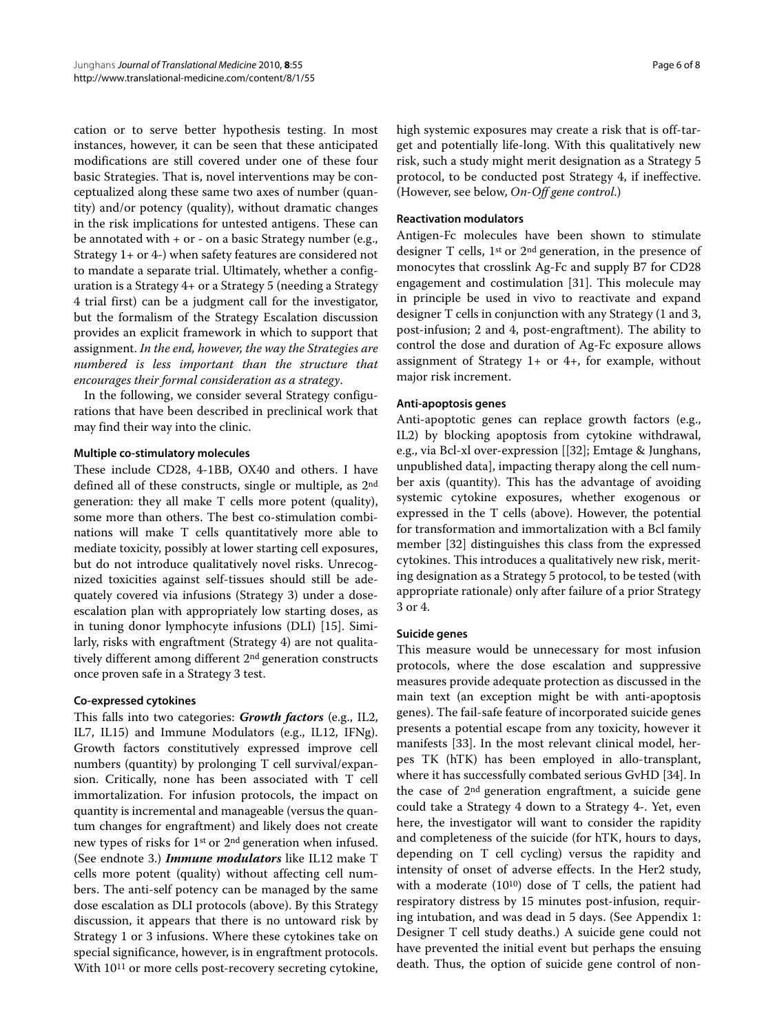cation or to serve better hypothesis testing. In most instances, however, it can be seen that these anticipated modifications are still covered under one of these four basic Strategies. That is, novel interventions may be conceptualized along these same two axes of number (quantity) and/or potency (quality), without dramatic changes in the risk implications for untested antigens. These can be annotated with + or - on a basic Strategy number (e.g., Strategy 1+ or 4-) when safety features are considered not to mandate a separate trial. Ultimately, whether a configuration is a Strategy 4+ or a Strategy 5 (needing a Strategy 4 trial first) can be a judgment call for the investigator, but the formalism of the Strategy Escalation discussion provides an explicit framework in which to support that assignment. *In the end, however, the way the Strategies are numbered is less important than the structure that encourages their formal consideration as a strategy*.

In the following, we consider several Strategy configurations that have been described in preclinical work that may find their way into the clinic.

#### Multiple co-stimulatory molecules

These include CD28, 4-1BB, OX40 and others. I have defined all of these constructs, single or multiple, as 2nd generation: they all make T cells more potent (quality), some more than others. The best co-stimulation combinations will make T cells quantitatively more able to mediate toxicity, possibly at lower starting cell exposures, but do not introduce qualitatively novel risks. Unrecognized toxicities against self-tissues should still be adequately covered via infusions (Strategy 3) under a dose-escalation plan with appropriately low starting doses, as in tuning donor lymphocyte infusions (DLI) [15]. Similarly, risks with engraftment (Strategy 4) are not qualitatively different among different 2nd generation constructs once proven safe in a Strategy 3 test.

#### Co-expressed cytokines

This falls into two categories: ***Growth factors*** (e.g., IL2, IL7, IL15) and Immune Modulators (e.g., IL12, IFNg). Growth factors constitutively expressed improve cell numbers (quantity) by prolonging T cell survival/expansion. Critically, none has been associated with T cell immortalization. For infusion protocols, the impact on quantity is incremental and manageable (versus the quantum changes for engraftment) and likely does not create new types of risks for 1st or 2nd generation when infused. (See endnote 3.) ***Immune modulators*** like IL12 make T cells more potent (quality) without affecting cell numbers. The anti-self potency can be managed by the same dose escalation as DLI protocols (above). By this Strategy discussion, it appears that there is no untoward risk by Strategy 1 or 3 infusions. Where these cytokines take on special significance, however, is in engraftment protocols. With $10^{11}$ or more cells post-recovery secreting cytokine, high systemic exposures may create a risk that is off-target and potentially life-long. With this qualitatively new risk, such a study might merit designation as a Strategy 5 protocol, to be conducted post Strategy 4, if ineffective. (However, see below, *On-Off gene control*.)

#### Reactivation modulators

Antigen-Fc molecules have been shown to stimulate designer T cells, 1st or 2nd generation, in the presence of monocytes that crosslink Ag-Fc and supply B7 for CD28 engagement and costimulation [31]. This molecule may in principle be used in vivo to reactivate and expand designer T cells in conjunction with any Strategy (1 and 3, post-infusion; 2 and 4, post-engraftment). The ability to control the dose and duration of Ag-Fc exposure allows assignment of Strategy 1+ or 4+, for example, without major risk increment.

#### Anti-apoptosis genes

Anti-apoptotic genes can replace growth factors (e.g., IL2) by blocking apoptosis from cytokine withdrawal, e.g., via Bcl-xl over-expression [[32]; Emtage & Junghans, unpublished data], impacting therapy along the cell number axis (quantity). This has the advantage of avoiding systemic cytokine exposures, whether exogenous or expressed in the T cells (above). However, the potential for transformation and immortalization with a Bcl family member [32] distinguishes this class from the expressed cytokines. This introduces a qualitatively new risk, meriting designation as a Strategy 5 protocol, to be tested (with appropriate rationale) only after failure of a prior Strategy 3 or 4.

#### Suicide genes

This measure would be unnecessary for most infusion protocols, where the dose escalation and suppressive measures provide adequate protection as discussed in the main text (an exception might be with anti-apoptosis genes). The fail-safe feature of incorporated suicide genes presents a potential escape from any toxicity, however it manifests [33]. In the most relevant clinical model, herpes TK (hTK) has been employed in allo-transplant, where it has successfully combated serious GvHD [34]. In the case of 2nd generation engraftment, a suicide gene could take a Strategy 4 down to a Strategy 4-. Yet, even here, the investigator will want to consider the rapidity and completeness of the suicide (for hTK, hours to days, depending on T cell cycling) versus the rapidity and intensity of onset of adverse effects. In the Her2 study, with a moderate ($10^{10}$) dose of T cells, the patient had respiratory distress by 15 minutes post-infusion, requiring intubation, and was dead in 5 days. (See Appendix 1: Designer T cell study deaths.) A suicide gene could not have prevented the initial event but perhaps the ensuing death. Thus, the option of suicide gene control of non-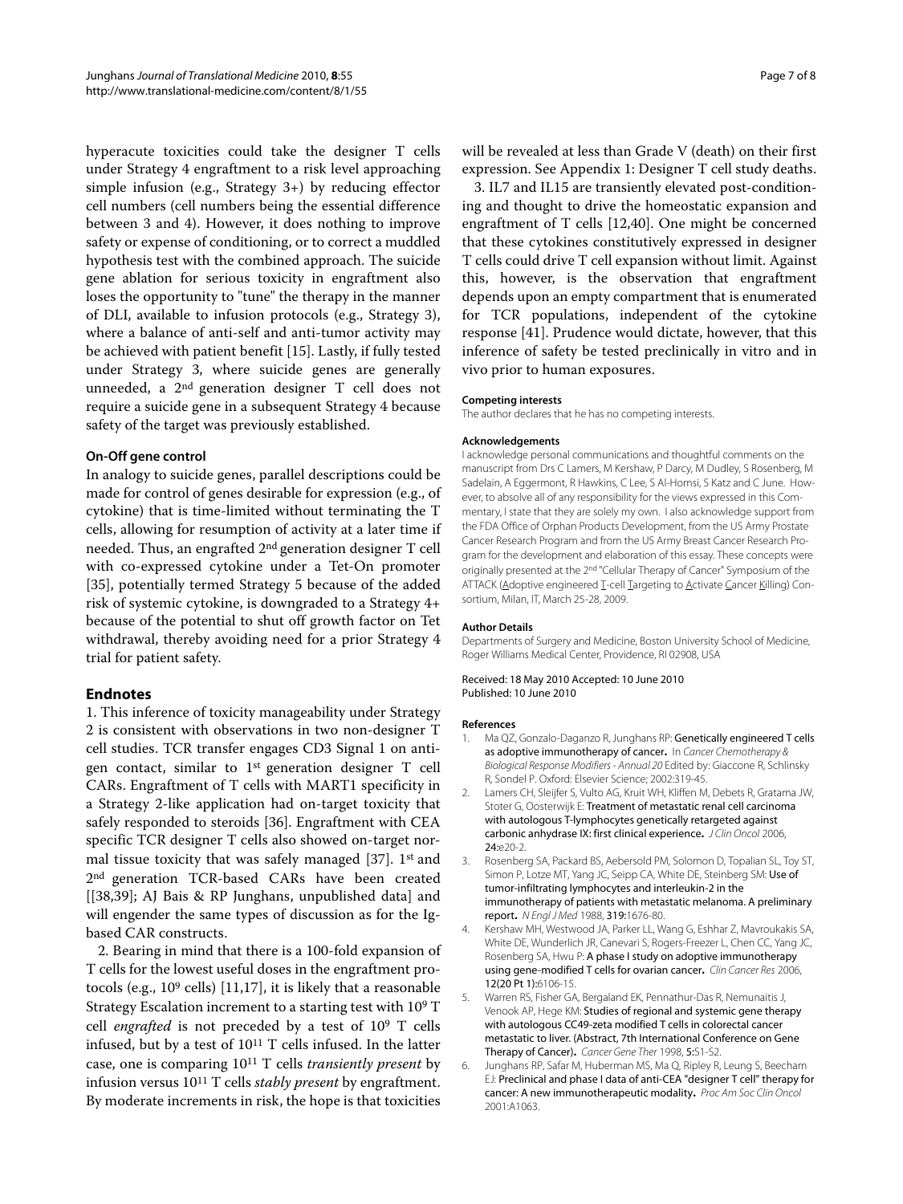hyperacute toxicities could take the designer T cells under Strategy 4 engraftment to a risk level approaching simple infusion (e.g., Strategy 3+) by reducing effector cell numbers (cell numbers being the essential difference between 3 and 4). However, it does nothing to improve safety or expense of conditioning, or to correct a muddled hypothesis test with the combined approach. The suicide gene ablation for serious toxicity in engraftment also loses the opportunity to "tune" the therapy in the manner of DLI, available to infusion protocols (e.g., Strategy 3), where a balance of anti-self and anti-tumor activity may be achieved with patient benefit [15]. Lastly, if fully tested under Strategy 3, where suicide genes are generally unneeded, a 2nd generation designer T cell does not require a suicide gene in a subsequent Strategy 4 because safety of the target was previously established.

#### On-Off gene control

In analogy to suicide genes, parallel descriptions could be made for control of genes desirable for expression (e.g., of cytokine) that is time-limited without terminating the T cells, allowing for resumption of activity at a later time if needed. Thus, an engrafted 2nd generation designer T cell with co-expressed cytokine under a Tet-On promoter [35], potentially termed Strategy 5 because of the added risk of systemic cytokine, is downgraded to a Strategy 4+ because of the potential to shut off growth factor on Tet withdrawal, thereby avoiding need for a prior Strategy 4 trial for patient safety.

## Endnotes

1. This inference of toxicity manageability under Strategy 2 is consistent with observations in two non-designer T cell studies. TCR transfer engages CD3 Signal 1 on antigen contact, similar to 1st generation designer T cell CARs. Engraftment of T cells with MART1 specificity in a Strategy 2-like application had on-target toxicity that safely responded to steroids [36]. Engraftment with CEA specific TCR designer T cells also showed on-target normal tissue toxicity that was safely managed [37]. 1st and 2nd generation TCR-based CARs have been created [[38,39]; AJ Bais & RP Junghans, unpublished data] and will engender the same types of discussion as for the Ig-based CAR constructs.

2. Bearing in mind that there is a 100-fold expansion of T cells for the lowest useful doses in the engraftment protocols (e.g., $10^9$ cells) [11,17], it is likely that a reasonable Strategy Escalation increment to a starting test with $10^9$ T cell *engrafted* is not preceded by a test of $10^9$ T cells infused, but by a test of $10^{11}$ T cells infused. In the latter case, one is comparing $10^{11}$ T cells *transiently present* by infusion versus $10^{11}$ T cells *stably present* by engraftment. By moderate increments in risk, the hope is that toxicities will be revealed at less than Grade V (death) on their first expression. See Appendix 1: Designer T cell study deaths.

3. IL7 and IL15 are transiently elevated post-conditioning and thought to drive the homeostatic expansion and engraftment of T cells [12,40]. One might be concerned that these cytokines constitutively expressed in designer T cells could drive T cell expansion without limit. Against this, however, is the observation that engraftment depends upon an empty compartment that is enumerated for TCR populations, independent of the cytokine response [41]. Prudence would dictate, however, that this inference of safety be tested preclinically in vitro and in vivo prior to human exposures.

#### Competing interests

The author declares that he has no competing interests.

#### Acknowledgements

I acknowledge personal communications and thoughtful comments on the manuscript from Drs C Lamers, M Kershaw, P Darcy, M Dudley, S Rosenberg, M Sadelain, A Eggermont, R Hawkins, C Lee, S Al-Homsi, S Katz and C June. However, to absolve all of any responsibility for the views expressed in this Commentary, I state that they are solely my own. I also acknowledge support from the FDA Office of Orphan Products Development, from the US Army Prostate Cancer Research Program and from the US Army Breast Cancer Research Program for the development and elaboration of this essay. These concepts were originally presented at the 2nd "Cellular Therapy of Cancer" Symposium of the ATTACK (Adoptive engineered T-cell Targeting to Activate Cancer Killing) Consortium, Milan, IT, March 25-28, 2009.

#### Author Details

Departments of Surgery and Medicine, Boston University School of Medicine, Roger Williams Medical Center, Providence, RI 02908, USA

Received: 18 May 2010 Accepted: 10 June 2010
Published: 10 June 2010

#### References

1. Ma QZ, Gonzalo-Daganzo R, Junghans RP: **Genetically engineered T cells as adoptive immunotherapy of cancer.** In *Cancer Chemotherapy & Biological Response Modifiers - Annual 20* Edited by: Giaccone R, Schlinsky R, Sondel P. Oxford: Elsevier Science; 2002:319-45.
2. Lamers CH, Sleijfer S, Vulto AG, Kruit WH, Kliffen M, Debets R, Gratama JW, Stoter G, Oosterwijk E: **Treatment of metastatic renal cell carcinoma with autologous T-lymphocytes genetically retargeted against carbonic anhydrase IX: first clinical experience.** *J Clin Oncol* 2006, **24:**e20-2.
3. Rosenberg SA, Packard BS, Aebersold PM, Solomon D, Topalian SL, Toy ST, Simon P, Lotze MT, Yang JC, Seipp CA, White DE, Steinberg SM: **Use of tumor-infiltrating lymphocytes and interleukin-2 in the immunotherapy of patients with metastatic melanoma. A preliminary report.** *N Engl J Med* 1988, **319:**1676-80.
4. Kershaw MH, Westwood JA, Parker LL, Wang G, Eshhar Z, Mavroukakis SA, White DE, Wunderlich JR, Canevari S, Rogers-Freezer L, Chen CC, Yang JC, Rosenberg SA, Hwu P: **A phase I study on adoptive immunotherapy using gene-modified T cells for ovarian cancer.** *Clin Cancer Res* 2006, **12(20 Pt 1):**6106-15.
5. Warren RS, Fisher GA, Bergaland EK, Pennathur-Das R, Nemunaitis J, Venook AP, Hege KM: **Studies of regional and systemic gene therapy with autologous CC49-zeta modified T cells in colorectal cancer metastatic to liver. (Abstract, 7th International Conference on Gene Therapy of Cancer).** *Cancer Gene Ther* 1998, **5:**S1-S2.
6. Junghans RP, Safar M, Huberman MS, Ma Q, Ripley R, Leung S, Beecham EJ: **Preclinical and phase I data of anti-CEA "designer T cell" therapy for cancer: A new immunotherapeutic modality.** *Proc Am Soc Clin Oncol* 2001:A1063.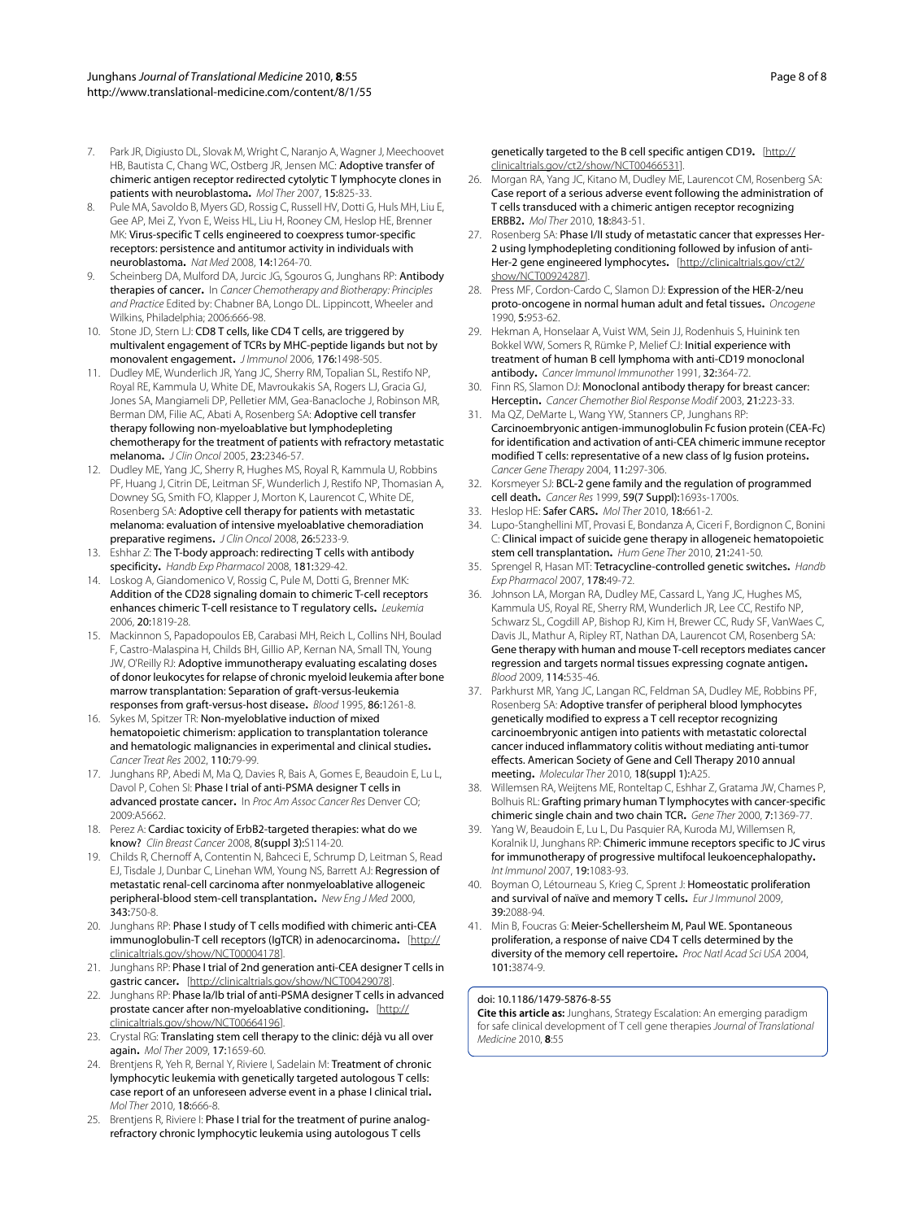7. Park JR, Digiusto DL, Slovak M, Wright C, Naranjo A, Wagner J, Meechoovet HB, Bautista C, Chang WC, Ostberg JR, Jensen MC: **Adoptive transfer of chimeric antigen receptor redirected cytolytic T lymphocyte clones in patients with neuroblastoma.** *Mol Ther* 2007, **15**:825-33.
8. Pule MA, Savoldo B, Myers GD, Rossig C, Russell HV, Dotti G, Huls MH, Liu E, Gee AP, Mei Z, Yvon E, Weiss HL, Liu H, Rooney CM, Heslop HE, Brenner MK: **Virus-specific T cells engineered to coexpress tumor-specific receptors: persistence and antitumor activity in individuals with neuroblastoma.** *Nat Med* 2008, **14**:1264-70.
9. Scheinberg DA, Mulford DA, Jurcic JG, Sgouros G, Junghans RP: **Antibody therapies of cancer.** In *Cancer Chemotherapy and Biotherapy: Principles and Practice* Edited by: Chabner BA, Longo DL. Lippincott, Wheeler and Wilkins, Philadelphia; 2006:666-98.
10. Stone JD, Stern LJ: **CD8 T cells, like CD4 T cells, are triggered by multivalent engagement of TCRs by MHC-peptide ligands but not by monovalent engagement.** *J Immunol* 2006, **176**:1498-505.
11. Dudley ME, Wunderlich JR, Yang JC, Sherry RM, Topalian SL, Restifo NP, Royal RE, Kammula U, White DE, Mavroukakis SA, Rogers LJ, Gracia GJ, Jones SA, Mangiameli DP, Pelletier MM, Gea-Banacloche J, Robinson MR, Berman DM, Filie AC, Abati A, Rosenberg SA: **Adoptive cell transfer therapy following non-myeloablative but lymphodepleting chemotherapy for the treatment of patients with refractory metastatic melanoma.** *J Clin Oncol* 2005, **23**:2346-57.
12. Dudley ME, Yang JC, Sherry R, Hughes MS, Royal R, Kammula U, Robbins PF, Huang J, Citrin DE, Leitman SF, Wunderlich J, Restifo NP, Thomasian A, Downey SG, Smith FO, Klapper J, Morton K, Laurencot C, White DE, Rosenberg SA: **Adoptive cell therapy for patients with metastatic melanoma: evaluation of intensive myeloablative chemoradiation preparative regimens.** *J Clin Oncol* 2008, **26**:5233-9.
13. Eshhar Z: **The T-body approach: redirecting T cells with antibody specificity.** *Handb Exp Pharmacol* 2008, **181**:329-42.
14. Loskog A, Giandomenico V, Rossig C, Pule M, Dotti G, Brenner MK: **Addition of the CD28 signaling domain to chimeric T-cell receptors enhances chimeric T-cell resistance to T regulatory cells.** *Leukemia* 2006, **20**:1819-28.
15. Mackinnon S, Papadopoulos EB, Carabasi MH, Reich L, Collins NH, Boulad F, Castro-Malaspina H, Childs BH, Gillio AP, Kernan NA, Small TN, Young JW, O'Reilly RJ: **Adoptive immunotherapy evaluating escalating doses of donor leukocytes for relapse of chronic myeloid leukemia after bone marrow transplantation: Separation of graft-versus-leukemia responses from graft-versus-host disease.** *Blood* 1995, **86**:1261-8.
16. Sykes M, Spitzer TR: **Non-myeloblative induction of mixed hematopoietic chimerism: application to transplantation tolerance and hematologic malignancies in experimental and clinical studies.** *Cancer Treat Res* 2002, **110**:79-99.
17. Junghans RP, Abedi M, Ma Q, Davies R, Bais A, Gomes E, Beaudoin E, Lu L, Davol P, Cohen SI: **Phase I trial of anti-PSMA designer T cells in advanced prostate cancer.** In *Proc Am Assoc Cancer Res* Denver CO; 2009:A5662.
18. Perez A: **Cardiac toxicity of ErbB2-targeted therapies: what do we know?** *Clin Breast Cancer* 2008, **8(suppl 3)**:S114-20.
19. Childs R, Chernoff A, Contentin N, Bahceci E, Schrump D, Leitman S, Read EJ, Tisdale J, Dunbar C, Linehan WM, Young NS, Barrett AJ: **Regression of metastatic renal-cell carcinoma after nonmyeloablative allogeneic peripheral-blood stem-cell transplantation.** *New Eng J Med* 2000, **343**:750-8.
20. Junghans RP: **Phase I study of T cells modified with chimeric anti-CEA immunoglobulin-T cell receptors (IgTCR) in adenocarcinoma.** [http://clinicaltrials.gov/show/NCT00004178].
21. Junghans RP: **Phase I trial of 2nd generation anti-CEA designer T cells in gastric cancer.** [http://clinicaltrials.gov/show/NCT00429078].
22. Junghans RP: **Phase Ia/Ib trial of anti-PSMA designer T cells in advanced prostate cancer after non-myeloablative conditioning.** [http://clinicaltrials.gov/show/NCT00664196].
23. Crystal RG: **Translating stem cell therapy to the clinic: déjà vu all over again.** *Mol Ther* 2009, **17**:1659-60.
24. Brentjens R, Yeh R, Bernal Y, Riviere I, Sadelain M: **Treatment of chronic lymphocytic leukemia with genetically targeted autologous T cells: case report of an unforeseen adverse event in a phase I clinical trial.** *Mol Ther* 2010, **18**:666-8.
25. Brentjens R, Riviere I: **Phase I trial for the treatment of purine analog-refractory chronic lymphocytic leukemia using autologous T cells genetically targeted to the B cell specific antigen CD19.** [http://clinicaltrials.gov/ct2/show/NCT00466531].
26. Morgan RA, Yang JC, Kitano M, Dudley ME, Laurencot CM, Rosenberg SA: **Case report of a serious adverse event following the administration of T cells transduced with a chimeric antigen receptor recognizing ERBB2.** *Mol Ther* 2010, **18**:843-51.
27. Rosenberg SA: **Phase I/II study of metastatic cancer that expresses Her-2 using lymphodepleting conditioning followed by infusion of anti-Her-2 gene engineered lymphocytes.** [http://clinicaltrials.gov/ct2/show/NCT00924287].
28. Press MF, Cordon-Cardo C, Slamon DJ: **Expression of the HER-2/neu proto-oncogene in normal human adult and fetal tissues.** *Oncogene* 1990, **5**:953-62.
29. Hekman A, Honselaar A, Vuist WM, Sein JJ, Rodenhuis S, Huinink ten Bokkel WW, Somers R, Rümke P, Melief CJ: **Initial experience with treatment of human B cell lymphoma with anti-CD19 monoclonal antibody.** *Cancer Immunol Immunother* 1991, **32**:364-72.
30. Finn RS, Slamon DJ: **Monoclonal antibody therapy for breast cancer: Herceptin.** *Cancer Chemother Biol Response Modif* 2003, **21**:223-33.
31. Ma QZ, DeMarte L, Wang YW, Stanners CP, Junghans RP: **Carcinoembryonic antigen-immunoglobulin Fc fusion protein (CEA-Fc) for identification and activation of anti-CEA chimeric immune receptor modified T cells: representative of a new class of Ig fusion proteins.** *Cancer Gene Therapy* 2004, **11**:297-306.
32. Korsmeyer SJ: **BCL-2 gene family and the regulation of programmed cell death.** *Cancer Res* 1999, **59(7 Suppl)**:1693s-1700s.
33. Heslop HE: **Safer CARS.** *Mol Ther* 2010, **18**:661-2.
34. Lupo-Stanghellini MT, Provasi E, Bondanza A, Ciceri F, Bordignon C, Bonini C: **Clinical impact of suicide gene therapy in allogeneic hematopoietic stem cell transplantation.** *Hum Gene Ther* 2010, **21**:241-50.
35. Sprengel R, Hasan MT: **Tetracycline-controlled genetic switches.** *Handb Exp Pharmacol* 2007, **178**:49-72.
36. Johnson LA, Morgan RA, Dudley ME, Cassard L, Yang JC, Hughes MS, Kammula US, Royal RE, Sherry RM, Wunderlich JR, Lee CC, Restifo NP, Schwarz SL, Cogdill AP, Bishop RJ, Kim H, Brewer CC, Rudy SF, VanWaes C, Davis JL, Mathur A, Ripley RT, Nathan DA, Laurencot CM, Rosenberg SA: **Gene therapy with human and mouse T-cell receptors mediates cancer regression and targets normal tissues expressing cognate antigen.** *Blood* 2009, **114**:535-46.
37. Parkhurst MR, Yang JC, Langan RC, Feldman SA, Dudley ME, Robbins PF, Rosenberg SA: **Adoptive transfer of peripheral blood lymphocytes genetically modified to express a T cell receptor recognizing carcinoembryonic antigen into patients with metastatic colorectal cancer induced inflammatory colitis without mediating anti-tumor effects. American Society of Gene and Cell Therapy 2010 annual meeting.** *Molecular Ther* 2010, **18(suppl 1)**:A25.
38. Willemsen RA, Weijtens ME, Ronteltap C, Eshhar Z, Gratama JW, Chames P, Bolhuis RL: **Grafting primary human T lymphocytes with cancer-specific chimeric single chain and two chain TCR.** *Gene Ther* 2000, **7**:1369-77.
39. Yang W, Beaudoin E, Lu L, Du Pasquier RA, Kuroda MJ, Willemsen R, Koralnik IJ, Junghans RP: **Chimeric immune receptors specific to JC virus for immunotherapy of progressive multifocal leukoencephalopathy.** *Int Immunol* 2007, **19**:1083-93.
40. Boyman O, Létourneau S, Krieg C, Sprent J: **Homeostatic proliferation and survival of naïve and memory T cells.** *Eur J Immunol* 2009, **39**:2088-94.
41. Min B, Foucras G: **Meier-Schellersheim M, Paul WE. Spontaneous proliferation, a response of naive CD4 T cells determined by the diversity of the memory cell repertoire.** *Proc Natl Acad Sci USA* 2004, **101**:3874-9.

doi: 10.1186/1479-5876-8-55

**Cite this article as:** Junghans, Strategy Escalation: An emerging paradigm for safe clinical development of T cell gene therapies *Journal of Translational Medicine* 2010, **8**:55